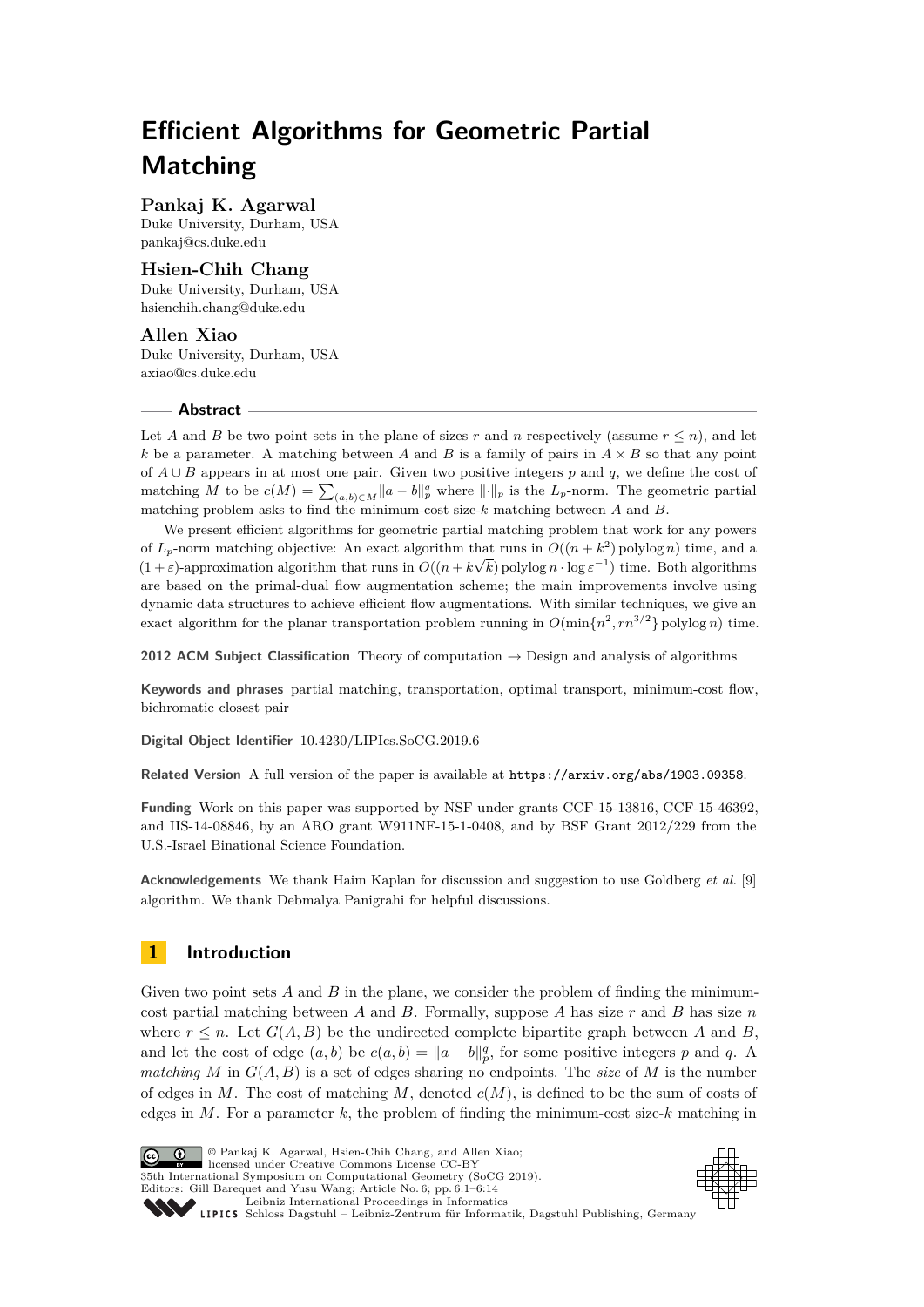# Efficient Algorithms for Geometric Partial Matching

**Pankaj K. Agarwal**
Duke University, Durham, USA
pankaj@cs.duke.edu

**Hsien-Chih Chang**
Duke University, Durham, USA
hsienchih.chang@duke.edu

**Allen Xiao**
Duke University, Durham, USA
axiao@cs.duke.edu

## Abstract

Let $A$ and $B$ be two point sets in the plane of sizes $r$ and $n$ respectively (assume $r \leq n$), and let $k$ be a parameter. A matching between $A$ and $B$ is a family of pairs in $A \times B$ so that any point of $A \cup B$ appears in at most one pair. Given two positive integers $p$ and $q$, we define the cost of matching $M$ to be $c(M) = \sum_{(a,b) \in M} \|a - b\|_p^q$ where $\|\cdot\|_p$ is the $L_p$-norm. The geometric partial matching problem asks to find the minimum-cost size-$k$ matching between $A$ and $B$.

We present efficient algorithms for geometric partial matching problem that work for any powers of $L_p$-norm matching objective: An exact algorithm that runs in $O((n + k^2) \operatorname{polylog} n)$ time, and a $(1 + \varepsilon)$-approximation algorithm that runs in $O((n + k\sqrt{k}) \operatorname{polylog} n \cdot \log \varepsilon^{-1})$ time. Both algorithms are based on the primal-dual flow augmentation scheme; the main improvements involve using dynamic data structures to achieve efficient flow augmentations. With similar techniques, we give an exact algorithm for the planar transportation problem running in $O(\min\{n^2, rn^{3/2}\} \operatorname{polylog} n)$ time.

**2012 ACM Subject Classification** Theory of computation → Design and analysis of algorithms

**Keywords and phrases** partial matching, transportation, optimal transport, minimum-cost flow, bichromatic closest pair

**Digital Object Identifier** 10.4230/LIPIcs.SoCG.2019.6

**Related Version** A full version of the paper is available at `https://arxiv.org/abs/1903.09358`.

**Funding** Work on this paper was supported by NSF under grants CCF-15-13816, CCF-15-46392, and IIS-14-08846, by an ARO grant W911NF-15-1-0408, and by BSF Grant 2012/229 from the U.S.-Israel Binational Science Foundation.

**Acknowledgements** We thank Haim Kaplan for discussion and suggestion to use Goldberg *et al.* [9] algorithm. We thank Debmalya Panigrahi for helpful discussions.

## 1 Introduction

Given two point sets $A$ and $B$ in the plane, we consider the problem of finding the minimum-cost partial matching between $A$ and $B$. Formally, suppose $A$ has size $r$ and $B$ has size $n$ where $r \leq n$. Let $G(A, B)$ be the undirected complete bipartite graph between $A$ and $B$, and let the cost of edge $(a, b)$ be $c(a, b) = \|a - b\|_p^q$, for some positive integers $p$ and $q$. A *matching* $M$ in $G(A, B)$ is a set of edges sharing no endpoints. The *size* of $M$ is the number of edges in $M$. The cost of matching $M$, denoted $c(M)$, is defined to be the sum of costs of edges in $M$. For a parameter $k$, the problem of finding the minimum-cost size-$k$ matching in

© Pankaj K. Agarwal, Hsien-Chih Chang, and Allen Xiao;
licensed under Creative Commons License CC-BY
35th International Symposium on Computational Geometry (SoCG 2019).
Editors: Gill Barequet and Yusu Wang; Article No. 6; pp. 6:1–6:14
Leibniz International Proceedings in Informatics
LIPICS Schloss Dagstuhl – Leibniz-Zentrum für Informatik, Dagstuhl Publishing, Germany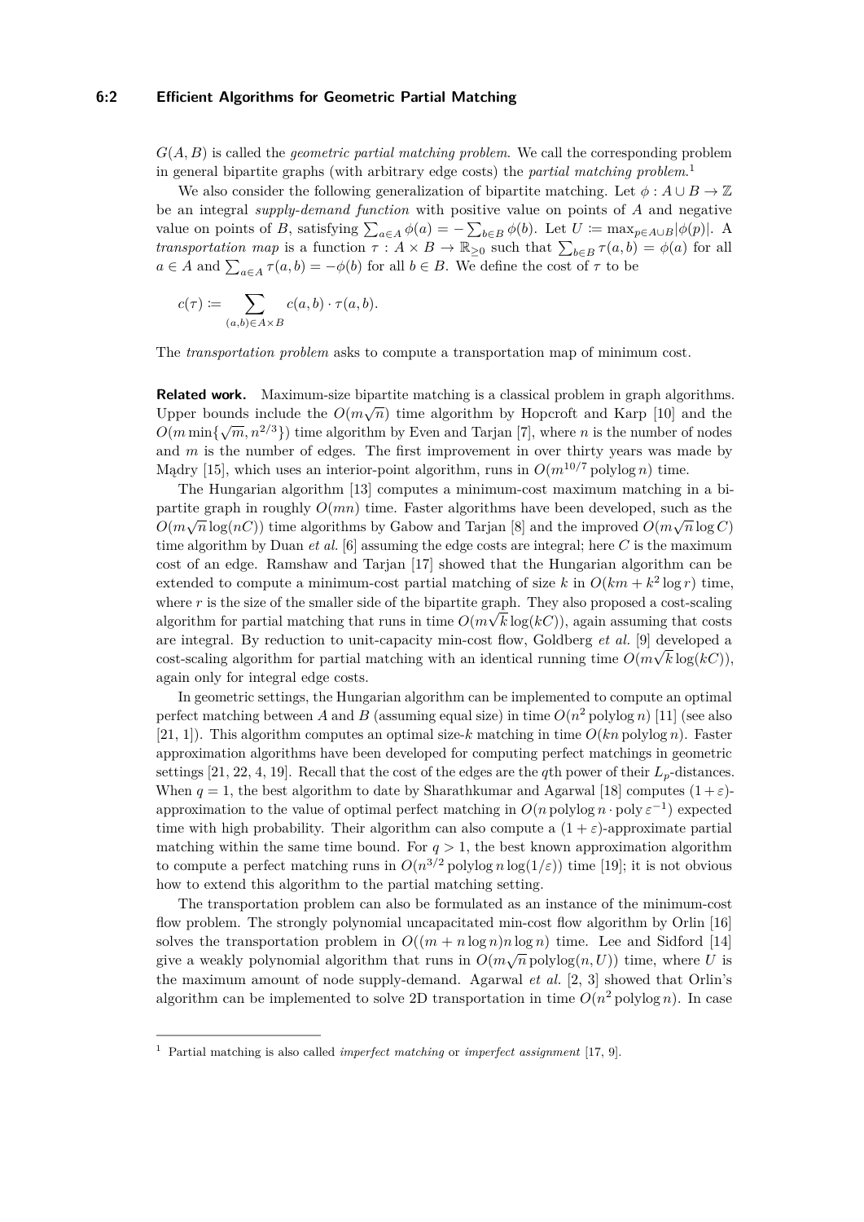$G(A, B)$ is called the *geometric partial matching problem*. We call the corresponding problem in general bipartite graphs (with arbitrary edge costs) the *partial matching problem*.[1]

We also consider the following generalization of bipartite matching. Let $\phi : A \cup B \to \mathbb{Z}$ be an integral *supply-demand function* with positive value on points of $A$ and negative value on points of $B$, satisfying $\sum_{a \in A} \phi(a) = -\sum_{b \in B} \phi(b)$. Let $U \coloneqq \max_{p \in A \cup B} |\phi(p)|$. A *transportation map* is a function $\tau : A \times B \to \mathbb{R}_{\geq 0}$ such that $\sum_{b \in B} \tau(a, b) = \phi(a)$ for all $a \in A$ and $\sum_{a \in A} \tau(a, b) = -\phi(b)$ for all $b \in B$. We define the cost of $\tau$ to be

$$c(\tau) \coloneqq \sum_{(a,b) \in A \times B} c(a, b) \cdot \tau(a, b).$$

The *transportation problem* asks to compute a transportation map of minimum cost.

**Related work.** Maximum-size bipartite matching is a classical problem in graph algorithms. Upper bounds include the $O(m\sqrt{n})$ time algorithm by Hopcroft and Karp [10] and the $O(m \min\{\sqrt{m}, n^{2/3}\})$ time algorithm by Even and Tarjan [7], where $n$ is the number of nodes and $m$ is the number of edges. The first improvement in over thirty years was made by Mądry [15], which uses an interior-point algorithm, runs in $O(m^{10/7} \operatorname{polylog} n)$ time.

The Hungarian algorithm [13] computes a minimum-cost maximum matching in a bipartite graph in roughly $O(mn)$ time. Faster algorithms have been developed, such as the $O(m\sqrt{n}\log(nC))$ time algorithms by Gabow and Tarjan [8] and the improved $O(m\sqrt{n}\log C)$ time algorithm by Duan *et al.* [6] assuming the edge costs are integral; here $C$ is the maximum cost of an edge. Ramshaw and Tarjan [17] showed that the Hungarian algorithm can be extended to compute a minimum-cost partial matching of size $k$ in $O(km + k^2 \log r)$ time, where $r$ is the size of the smaller side of the bipartite graph. They also proposed a cost-scaling algorithm for partial matching that runs in time $O(m\sqrt{k}\log(kC))$, again assuming that costs are integral. By reduction to unit-capacity min-cost flow, Goldberg *et al.* [9] developed a cost-scaling algorithm for partial matching with an identical running time $O(m\sqrt{k}\log(kC))$, again only for integral edge costs.

In geometric settings, the Hungarian algorithm can be implemented to compute an optimal perfect matching between $A$ and $B$ (assuming equal size) in time $O(n^2 \operatorname{polylog} n)$ [11] (see also [21, 1]). This algorithm computes an optimal size-$k$ matching in time $O(kn \operatorname{polylog} n)$. Faster approximation algorithms have been developed for computing perfect matchings in geometric settings [21, 22, 4, 19]. Recall that the cost of the edges are the $q$th power of their $L_p$-distances. When $q = 1$, the best algorithm to date by Sharathkumar and Agarwal [18] computes $(1+\varepsilon)$-approximation to the value of optimal perfect matching in $O(n \operatorname{polylog} n \cdot \operatorname{poly} \varepsilon^{-1})$ expected time with high probability. Their algorithm can also compute a $(1+\varepsilon)$-approximate partial matching within the same time bound. For $q > 1$, the best known approximation algorithm to compute a perfect matching runs in $O(n^{3/2} \operatorname{polylog} n \log(1/\varepsilon))$ time [19]; it is not obvious how to extend this algorithm to the partial matching setting.

The transportation problem can also be formulated as an instance of the minimum-cost flow problem. The strongly polynomial uncapacitated min-cost flow algorithm by Orlin [16] solves the transportation problem in $O((m + n\log n)n\log n)$ time. Lee and Sidford [14] give a weakly polynomial algorithm that runs in $O(m\sqrt{n}\operatorname{polylog}(n, U))$ time, where $U$ is the maximum amount of node supply-demand. Agarwal *et al.* [2, 3] showed that Orlin's algorithm can be implemented to solve 2D transportation in time $O(n^2 \operatorname{polylog} n)$. In case

[1] Partial matching is also called *imperfect matching* or *imperfect assignment* [17, 9].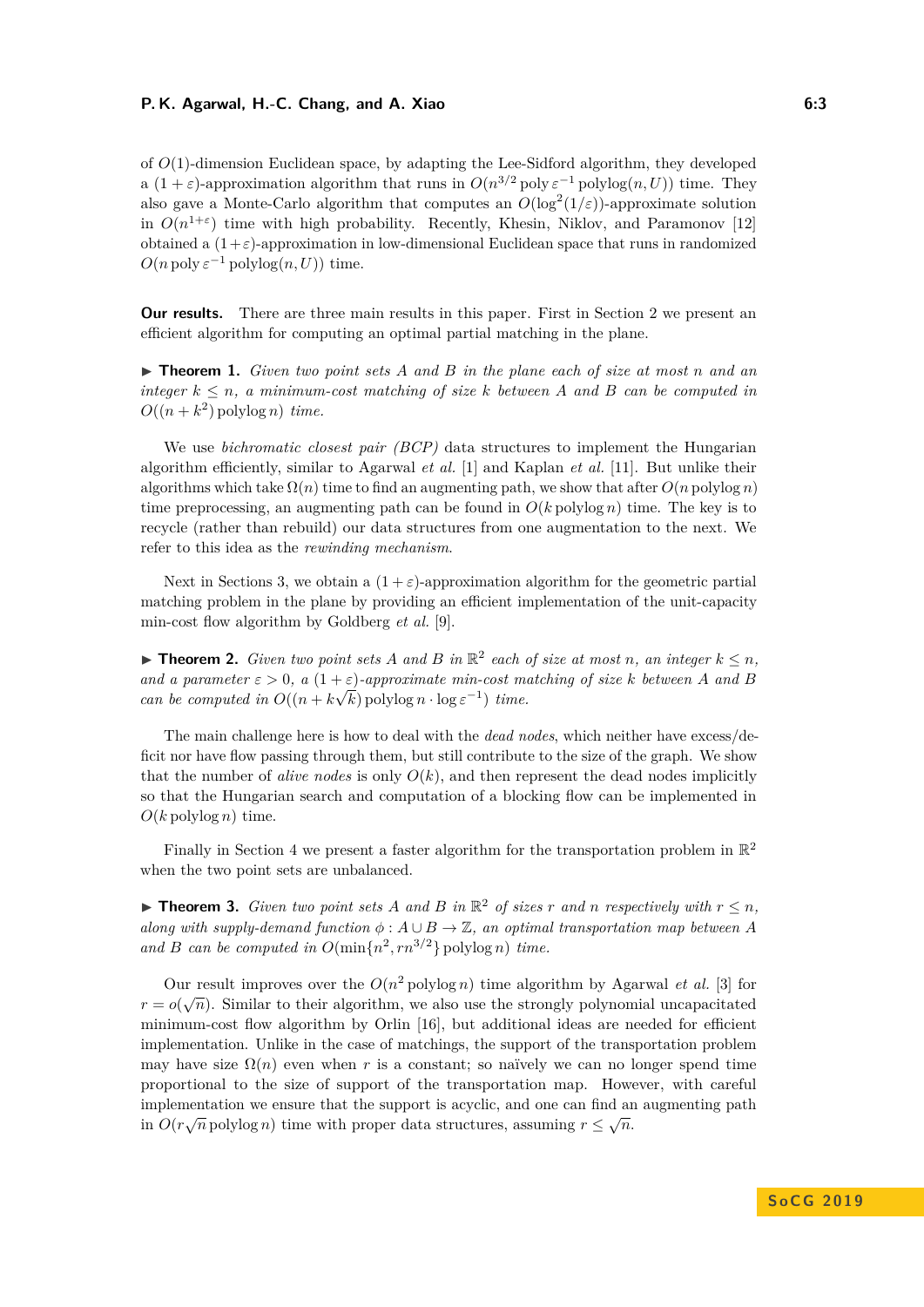of $O(1)$-dimension Euclidean space, by adapting the Lee-Sidford algorithm, they developed a $(1+\varepsilon)$-approximation algorithm that runs in $O(n^{3/2} \operatorname{poly} \varepsilon^{-1} \operatorname{polylog}(n, U))$ time. They also gave a Monte-Carlo algorithm that computes an $O(\log^2(1/\varepsilon))$-approximate solution in $O(n^{1+\varepsilon})$ time with high probability. Recently, Khesin, Niklov, and Paramonov [12] obtained a $(1+\varepsilon)$-approximation in low-dimensional Euclidean space that runs in randomized $O(n \operatorname{poly} \varepsilon^{-1} \operatorname{polylog}(n, U))$ time.

**Our results.** There are three main results in this paper. First in Section 2 we present an efficient algorithm for computing an optimal partial matching in the plane.

▶ **Theorem 1.** *Given two point sets $A$ and $B$ in the plane each of size at most $n$ and an integer $k \le n$, a minimum-cost matching of size $k$ between $A$ and $B$ can be computed in $O((n + k^2) \operatorname{polylog} n)$ time.*

We use *bichromatic closest pair (BCP)* data structures to implement the Hungarian algorithm efficiently, similar to Agarwal *et al.* [1] and Kaplan *et al.* [11]. But unlike their algorithms which take $\Omega(n)$ time to find an augmenting path, we show that after $O(n \operatorname{polylog} n)$ time preprocessing, an augmenting path can be found in $O(k \operatorname{polylog} n)$ time. The key is to recycle (rather than rebuild) our data structures from one augmentation to the next. We refer to this idea as the *rewinding mechanism*.

Next in Sections 3, we obtain a $(1+\varepsilon)$-approximation algorithm for the geometric partial matching problem in the plane by providing an efficient implementation of the unit-capacity min-cost flow algorithm by Goldberg *et al.* [9].

▶ **Theorem 2.** *Given two point sets $A$ and $B$ in $\mathbb{R}^2$ each of size at most $n$, an integer $k \le n$, and a parameter $\varepsilon > 0$, a $(1+\varepsilon)$-approximate min-cost matching of size $k$ between $A$ and $B$ can be computed in $O((n + k\sqrt{k}) \operatorname{polylog} n \cdot \log \varepsilon^{-1})$ time.*

The main challenge here is how to deal with the *dead nodes*, which neither have excess/deficit nor have flow passing through them, but still contribute to the size of the graph. We show that the number of *alive nodes* is only $O(k)$, and then represent the dead nodes implicitly so that the Hungarian search and computation of a blocking flow can be implemented in $O(k \operatorname{polylog} n)$ time.

Finally in Section 4 we present a faster algorithm for the transportation problem in $\mathbb{R}^2$ when the two point sets are unbalanced.

▶ **Theorem 3.** *Given two point sets $A$ and $B$ in $\mathbb{R}^2$ of sizes $r$ and $n$ respectively with $r \le n$, along with supply-demand function $\phi : A \cup B \to \mathbb{Z}$, an optimal transportation map between $A$ and $B$ can be computed in $O(\min\{n^2, rn^{3/2}\} \operatorname{polylog} n)$ time.*

Our result improves over the $O(n^2 \operatorname{polylog} n)$ time algorithm by Agarwal *et al.* [3] for $r = o(\sqrt{n})$. Similar to their algorithm, we also use the strongly polynomial uncapacitated minimum-cost flow algorithm by Orlin [16], but additional ideas are needed for efficient implementation. Unlike in the case of matchings, the support of the transportation problem may have size $\Omega(n)$ even when $r$ is a constant; so naïvely we can no longer spend time proportional to the size of support of the transportation map. However, with careful implementation we ensure that the support is acyclic, and one can find an augmenting path in $O(r\sqrt{n} \operatorname{polylog} n)$ time with proper data structures, assuming $r \le \sqrt{n}$.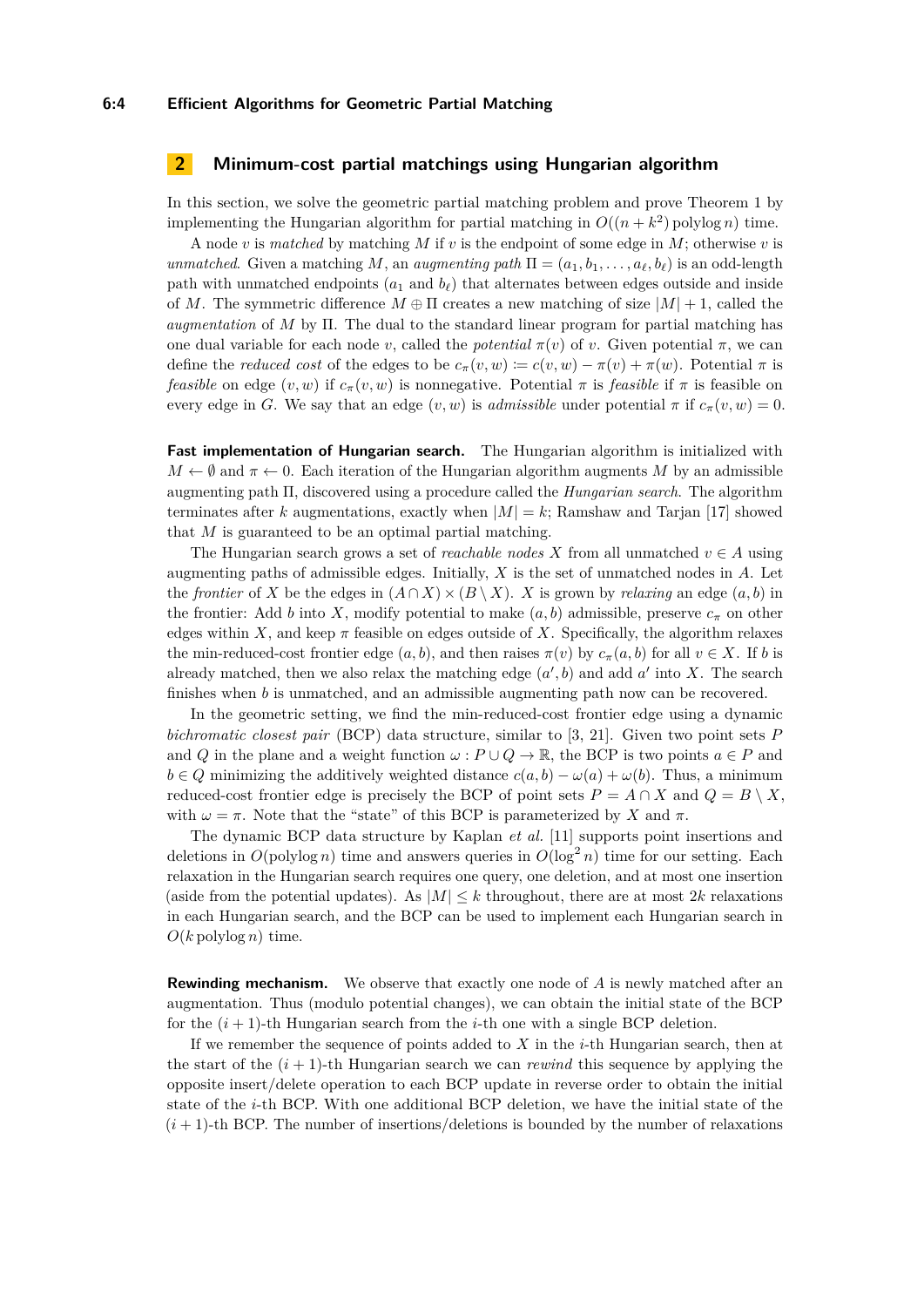## 2 Minimum-cost partial matchings using Hungarian algorithm

In this section, we solve the geometric partial matching problem and prove Theorem 1 by implementing the Hungarian algorithm for partial matching in $O((n + k^2) \operatorname{polylog} n)$ time.

A node $v$ is *matched* by matching $M$ if $v$ is the endpoint of some edge in $M$; otherwise $v$ is *unmatched*. Given a matching $M$, an *augmenting path* $\Pi = (a_1, b_1, \ldots, a_\ell, b_\ell)$ is an odd-length path with unmatched endpoints ($a_1$ and $b_\ell$) that alternates between edges outside and inside of $M$. The symmetric difference $M \oplus \Pi$ creates a new matching of size $|M| + 1$, called the *augmentation* of $M$ by $\Pi$. The dual to the standard linear program for partial matching has one dual variable for each node $v$, called the *potential* $\pi(v)$ of $v$. Given potential $\pi$, we can define the *reduced cost* of the edges to be $c_\pi(v, w) := c(v, w) - \pi(v) + \pi(w)$. Potential $\pi$ is *feasible* on edge $(v, w)$ if $c_\pi(v, w)$ is nonnegative. Potential $\pi$ is *feasible* if $\pi$ is feasible on every edge in $G$. We say that an edge $(v, w)$ is *admissible* under potential $\pi$ if $c_\pi(v, w) = 0$.

**Fast implementation of Hungarian search.** The Hungarian algorithm is initialized with $M \leftarrow \emptyset$ and $\pi \leftarrow 0$. Each iteration of the Hungarian algorithm augments $M$ by an admissible augmenting path $\Pi$, discovered using a procedure called the *Hungarian search*. The algorithm terminates after $k$ augmentations, exactly when $|M| = k$; Ramshaw and Tarjan [17] showed that $M$ is guaranteed to be an optimal partial matching.

The Hungarian search grows a set of *reachable nodes* $X$ from all unmatched $v \in A$ using augmenting paths of admissible edges. Initially, $X$ is the set of unmatched nodes in $A$. Let the *frontier* of $X$ be the edges in $(A \cap X) \times (B \setminus X)$. $X$ is grown by *relaxing* an edge $(a, b)$ in the frontier: Add $b$ into $X$, modify potential to make $(a, b)$ admissible, preserve $c_\pi$ on other edges within $X$, and keep $\pi$ feasible on edges outside of $X$. Specifically, the algorithm relaxes the min-reduced-cost frontier edge $(a, b)$, and then raises $\pi(v)$ by $c_\pi(a, b)$ for all $v \in X$. If $b$ is already matched, then we also relax the matching edge $(a', b)$ and add $a'$ into $X$. The search finishes when $b$ is unmatched, and an admissible augmenting path now can be recovered.

In the geometric setting, we find the min-reduced-cost frontier edge using a dynamic *bichromatic closest pair* (BCP) data structure, similar to [3, 21]. Given two point sets $P$ and $Q$ in the plane and a weight function $\omega : P \cup Q \to \mathbb{R}$, the BCP is two points $a \in P$ and $b \in Q$ minimizing the additively weighted distance $c(a, b) - \omega(a) + \omega(b)$. Thus, a minimum reduced-cost frontier edge is precisely the BCP of point sets $P = A \cap X$ and $Q = B \setminus X$, with $\omega = \pi$. Note that the "state" of this BCP is parameterized by $X$ and $\pi$.

The dynamic BCP data structure by Kaplan *et al.* [11] supports point insertions and deletions in $O(\operatorname{polylog} n)$ time and answers queries in $O(\log^2 n)$ time for our setting. Each relaxation in the Hungarian search requires one query, one deletion, and at most one insertion (aside from the potential updates). As $|M| \leq k$ throughout, there are at most $2k$ relaxations in each Hungarian search, and the BCP can be used to implement each Hungarian search in $O(k \operatorname{polylog} n)$ time.

**Rewinding mechanism.** We observe that exactly one node of $A$ is newly matched after an augmentation. Thus (modulo potential changes), we can obtain the initial state of the BCP for the $(i+1)$-th Hungarian search from the $i$-th one with a single BCP deletion.

If we remember the sequence of points added to $X$ in the $i$-th Hungarian search, then at the start of the $(i+1)$-th Hungarian search we can *rewind* this sequence by applying the opposite insert/delete operation to each BCP update in reverse order to obtain the initial state of the $i$-th BCP. With one additional BCP deletion, we have the initial state of the $(i+1)$-th BCP. The number of insertions/deletions is bounded by the number of relaxations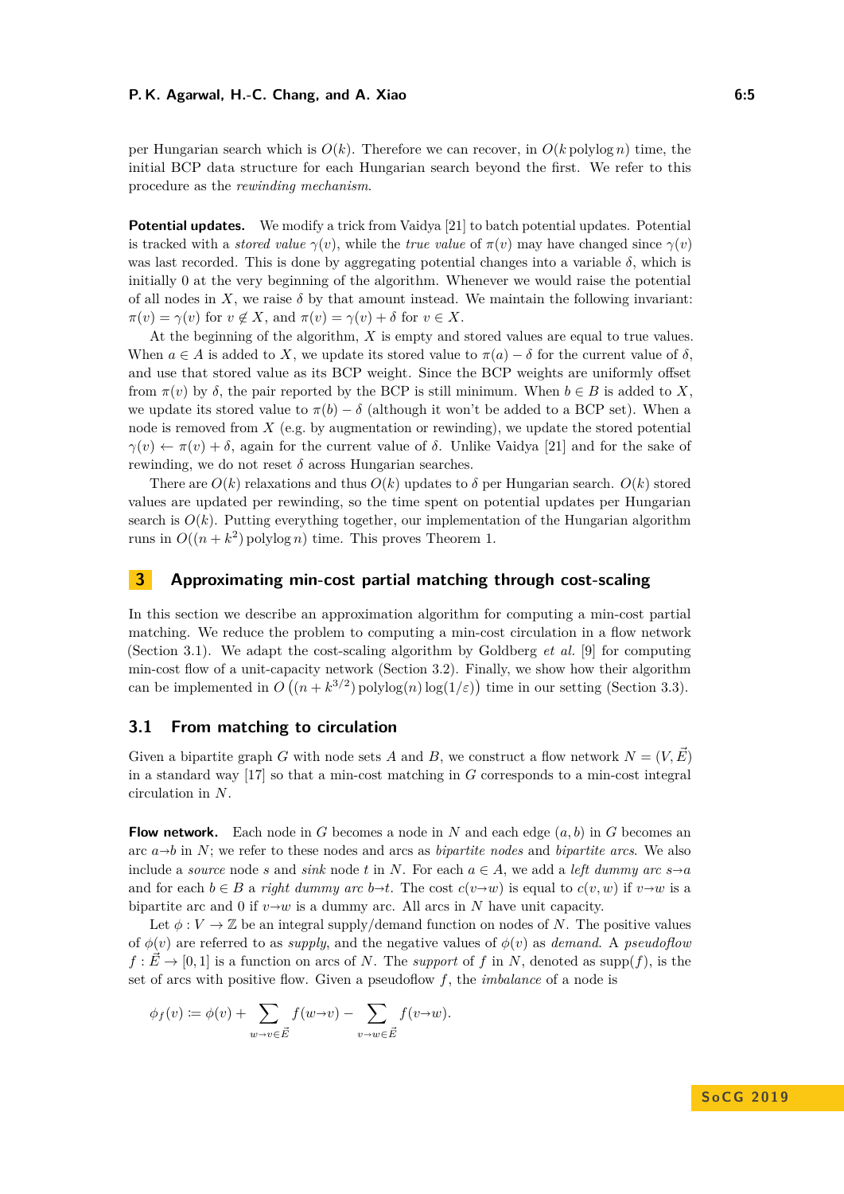per Hungarian search which is $O(k)$. Therefore we can recover, in $O(k \operatorname{polylog} n)$ time, the initial BCP data structure for each Hungarian search beyond the first. We refer to this procedure as the *rewinding mechanism*.

**Potential updates.** We modify a trick from Vaidya [21] to batch potential updates. Potential is tracked with a *stored value* $\gamma(v)$, while the *true value* of $\pi(v)$ may have changed since $\gamma(v)$ was last recorded. This is done by aggregating potential changes into a variable $\delta$, which is initially 0 at the very beginning of the algorithm. Whenever we would raise the potential of all nodes in $X$, we raise $\delta$ by that amount instead. We maintain the following invariant: $\pi(v) = \gamma(v)$ for $v \notin X$, and $\pi(v) = \gamma(v) + \delta$ for $v \in X$.

At the beginning of the algorithm, $X$ is empty and stored values are equal to true values. When $a \in A$ is added to $X$, we update its stored value to $\pi(a) - \delta$ for the current value of $\delta$, and use that stored value as its BCP weight. Since the BCP weights are uniformly offset from $\pi(v)$ by $\delta$, the pair reported by the BCP is still minimum. When $b \in B$ is added to $X$, we update its stored value to $\pi(b) - \delta$ (although it won't be added to a BCP set). When a node is removed from $X$ (e.g. by augmentation or rewinding), we update the stored potential $\gamma(v) \leftarrow \pi(v) + \delta$, again for the current value of $\delta$. Unlike Vaidya [21] and for the sake of rewinding, we do not reset $\delta$ across Hungarian searches.

There are $O(k)$ relaxations and thus $O(k)$ updates to $\delta$ per Hungarian search. $O(k)$ stored values are updated per rewinding, so the time spent on potential updates per Hungarian search is $O(k)$. Putting everything together, our implementation of the Hungarian algorithm runs in $O((n + k^2) \operatorname{polylog} n)$ time. This proves Theorem 1.

## 3 Approximating min-cost partial matching through cost-scaling

In this section we describe an approximation algorithm for computing a min-cost partial matching. We reduce the problem to computing a min-cost circulation in a flow network (Section 3.1). We adapt the cost-scaling algorithm by Goldberg *et al.* [9] for computing min-cost flow of a unit-capacity network (Section 3.2). Finally, we show how their algorithm can be implemented in $O\left((n + k^{3/2}) \operatorname{polylog}(n) \log(1/\varepsilon)\right)$ time in our setting (Section 3.3).

### 3.1 From matching to circulation

Given a bipartite graph $G$ with node sets $A$ and $B$, we construct a flow network $N = (V, \vec{E})$ in a standard way [17] so that a min-cost matching in $G$ corresponds to a min-cost integral circulation in $N$.

**Flow network.** Each node in $G$ becomes a node in $N$ and each edge $(a, b)$ in $G$ becomes an arc $a{\to}b$ in $N$; we refer to these nodes and arcs as *bipartite nodes* and *bipartite arcs*. We also include a *source* node $s$ and *sink* node $t$ in $N$. For each $a \in A$, we add a *left dummy arc* $s{\to}a$ and for each $b \in B$ a *right dummy arc* $b{\to}t$. The cost $c(v{\to}w)$ is equal to $c(v, w)$ if $v{\to}w$ is a bipartite arc and 0 if $v{\to}w$ is a dummy arc. All arcs in $N$ have unit capacity.

Let $\phi : V \to \mathbb{Z}$ be an integral supply/demand function on nodes of $N$. The positive values of $\phi(v)$ are referred to as *supply*, and the negative values of $\phi(v)$ as *demand*. A *pseudoflow* $f : \vec{E} \to [0, 1]$ is a function on arcs of $N$. The *support* of $f$ in $N$, denoted as $\operatorname{supp}(f)$, is the set of arcs with positive flow. Given a pseudoflow $f$, the *imbalance* of a node is

$$\phi_f(v) \coloneqq \phi(v) + \sum_{w \to v \in \vec{E}} f(w{\to}v) - \sum_{v \to w \in \vec{E}} f(v{\to}w).$$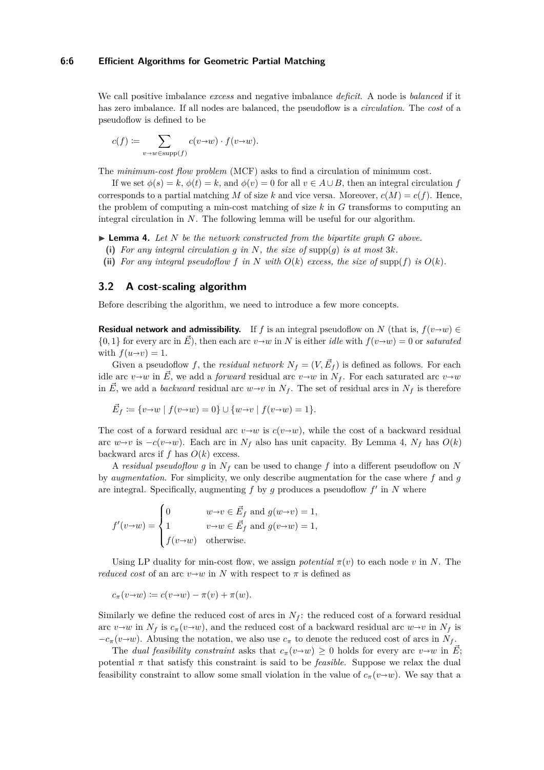We call positive imbalance *excess* and negative imbalance *deficit*. A node is *balanced* if it has zero imbalance. If all nodes are balanced, the pseudoflow is a *circulation*. The *cost* of a pseudoflow is defined to be

$$c(f) \coloneqq \sum_{v \to w \in \operatorname{supp}(f)} c(v \to w) \cdot f(v \to w).$$

The *minimum-cost flow problem* (MCF) asks to find a circulation of minimum cost.

If we set $\phi(s) = k$, $\phi(t) = k$, and $\phi(v) = 0$ for all $v \in A \cup B$, then an integral circulation $f$ corresponds to a partial matching $M$ of size $k$ and vice versa. Moreover, $c(M) = c(f)$. Hence, the problem of computing a min-cost matching of size $k$ in $G$ transforms to computing an integral circulation in $N$. The following lemma will be useful for our algorithm.

▶ **Lemma 4.** *Let $N$ be the network constructed from the bipartite graph $G$ above.*

**(i)** *For any integral circulation $g$ in $N$, the size of $\operatorname{supp}(g)$ is at most $3k$.*

**(ii)** *For any integral pseudoflow $f$ in $N$ with $O(k)$ excess, the size of $\operatorname{supp}(f)$ is $O(k)$.*

## 3.2 A cost-scaling algorithm

Before describing the algorithm, we need to introduce a few more concepts.

**Residual network and admissibility.** If $f$ is an integral pseudoflow on $N$ (that is, $f(v \to w) \in \{0, 1\}$ for every arc in $\vec{E}$), then each arc $v \to w$ in $N$ is either *idle* with $f(v \to w) = 0$ or *saturated* with $f(u \to v) = 1$.

Given a pseudoflow $f$, the *residual network* $N_f = (V, \vec{E}_f)$ is defined as follows. For each idle arc $v \to w$ in $\vec{E}$, we add a *forward* residual arc $v \to w$ in $N_f$. For each saturated arc $v \to w$ in $\vec{E}$, we add a *backward* residual arc $w \to v$ in $N_f$. The set of residual arcs in $N_f$ is therefore

$$\vec{E}_f \coloneqq \{v \to w \mid f(v \to w) = 0\} \cup \{w \to v \mid f(v \to w) = 1\}.$$

The cost of a forward residual arc $v \to w$ is $c(v \to w)$, while the cost of a backward residual arc $w \to v$ is $-c(v \to w)$. Each arc in $N_f$ also has unit capacity. By Lemma 4, $N_f$ has $O(k)$ backward arcs if $f$ has $O(k)$ excess.

A *residual pseudoflow* $g$ in $N_f$ can be used to change $f$ into a different pseudoflow on $N$ by *augmentation*. For simplicity, we only describe augmentation for the case where $f$ and $g$ are integral. Specifically, augmenting $f$ by $g$ produces a pseudoflow $f'$ in $N$ where

$$f'(v \to w) = \begin{cases} 0 & w \to v \in \vec{E}_f \text{ and } g(w \to v) = 1, \\ 1 & v \to w \in \vec{E}_f \text{ and } g(v \to w) = 1, \\ f(v \to w) & \text{otherwise.} \end{cases}$$

Using LP duality for min-cost flow, we assign *potential* $\pi(v)$ to each node $v$ in $N$. The *reduced cost* of an arc $v \to w$ in $N$ with respect to $\pi$ is defined as

$$c_\pi(v \to w) \coloneqq c(v \to w) - \pi(v) + \pi(w).$$

Similarly we define the reduced cost of arcs in $N_f$: the reduced cost of a forward residual arc $v \to w$ in $N_f$ is $c_\pi(v \to w)$, and the reduced cost of a backward residual arc $w \to v$ in $N_f$ is $-c_\pi(v \to w)$. Abusing the notation, we also use $c_\pi$ to denote the reduced cost of arcs in $N_f$.

The *dual feasibility constraint* asks that $c_\pi(v \to w) \geq 0$ holds for every arc $v \to w$ in $\vec{E}$; potential $\pi$ that satisfy this constraint is said to be *feasible*. Suppose we relax the dual feasibility constraint to allow some small violation in the value of $c_\pi(v \to w)$. We say that a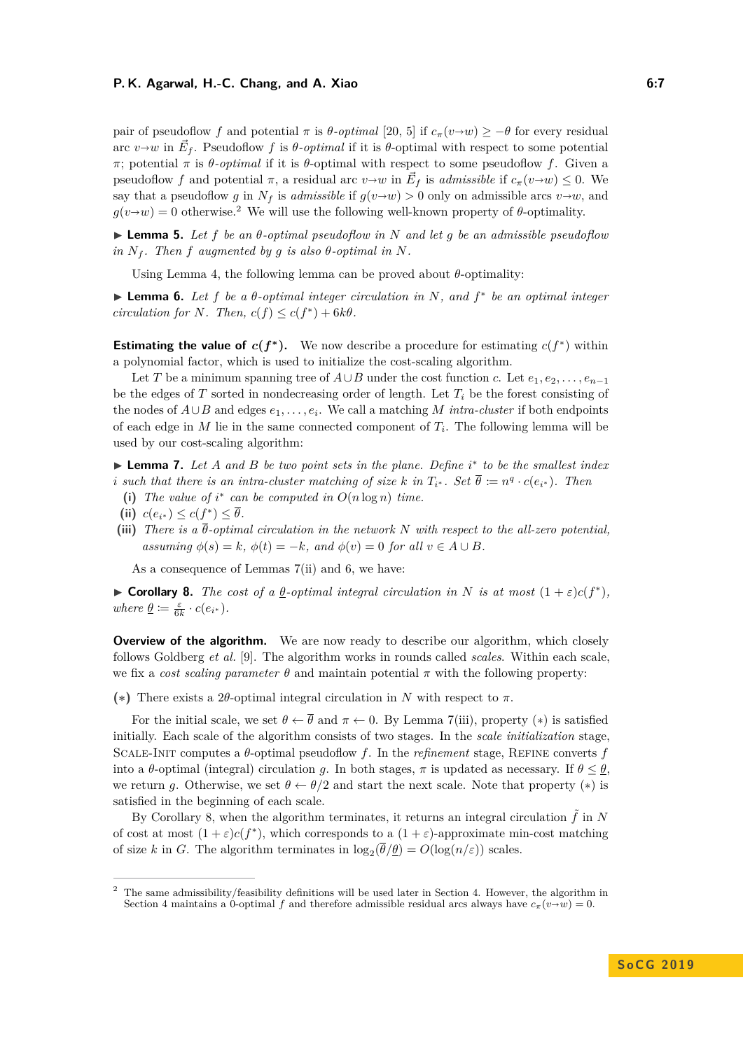pair of pseudoflow $f$ and potential $\pi$ is *$\theta$-optimal* [20, 5] if $c_\pi(v{\to}w) \geq -\theta$ for every residual arc $v{\to}w$ in $\vec{E}_f$. Pseudoflow $f$ is *$\theta$-optimal* if it is $\theta$-optimal with respect to some potential $\pi$; potential $\pi$ is *$\theta$-optimal* if it is $\theta$-optimal with respect to some pseudoflow $f$. Given a pseudoflow $f$ and potential $\pi$, a residual arc $v{\to}w$ in $\vec{E}_f$ is *admissible* if $c_\pi(v{\to}w) \leq 0$. We say that a pseudoflow $g$ in $N_f$ is *admissible* if $g(v{\to}w) > 0$ only on admissible arcs $v{\to}w$, and $g(v{\to}w) = 0$ otherwise.[2] We will use the following well-known property of $\theta$-optimality.

▶ **Lemma 5.** *Let $f$ be an $\theta$-optimal pseudoflow in $N$ and let $g$ be an admissible pseudoflow in $N_f$. Then $f$ augmented by $g$ is also $\theta$-optimal in $N$.*

Using Lemma 4, the following lemma can be proved about $\theta$-optimality:

▶ **Lemma 6.** *Let $f$ be a $\theta$-optimal integer circulation in $N$, and $f^*$ be an optimal integer circulation for $N$. Then, $c(f) \leq c(f^*) + 6k\theta$.*

**Estimating the value of $c(f^*)$.** We now describe a procedure for estimating $c(f^*)$ within a polynomial factor, which is used to initialize the cost-scaling algorithm.

Let $T$ be a minimum spanning tree of $A \cup B$ under the cost function $c$. Let $e_1, e_2, \ldots, e_{n-1}$ be the edges of $T$ sorted in nondecreasing order of length. Let $T_i$ be the forest consisting of the nodes of $A \cup B$ and edges $e_1, \ldots, e_i$. We call a matching $M$ *intra-cluster* if both endpoints of each edge in $M$ lie in the same connected component of $T_i$. The following lemma will be used by our cost-scaling algorithm:

▶ **Lemma 7.** *Let $A$ and $B$ be two point sets in the plane. Define $i^*$ to be the smallest index $i$ such that there is an intra-cluster matching of size $k$ in $T_{i^*}$. Set $\overline{\theta} := n^q \cdot c(e_{i^*})$. Then*

**(i)** *The value of $i^*$ can be computed in $O(n \log n)$ time.*

**(ii)** *$c(e_{i^*}) \leq c(f^*) \leq \overline{\theta}$.*

**(iii)** *There is a $\overline{\theta}$-optimal circulation in the network $N$ with respect to the all-zero potential, assuming $\phi(s) = k$, $\phi(t) = -k$, and $\phi(v) = 0$ for all $v \in A \cup B$.*

As a consequence of Lemmas 7(ii) and 6, we have:

▶ **Corollary 8.** *The cost of a $\underline{\theta}$-optimal integral circulation in $N$ is at most $(1+\varepsilon)c(f^*)$, where $\underline{\theta} := \frac{\varepsilon}{6k} \cdot c(e_{i^*})$.*

**Overview of the algorithm.** We are now ready to describe our algorithm, which closely follows Goldberg *et al.* [9]. The algorithm works in rounds called *scales*. Within each scale, we fix a *cost scaling parameter* $\theta$ and maintain potential $\pi$ with the following property:

$(*)$ There exists a $2\theta$-optimal integral circulation in $N$ with respect to $\pi$.

For the initial scale, we set $\theta \leftarrow \overline{\theta}$ and $\pi \leftarrow 0$. By Lemma 7(iii), property $(*)$ is satisfied initially. Each scale of the algorithm consists of two stages. In the *scale initialization* stage, Scale-Init computes a $\theta$-optimal pseudoflow $f$. In the *refinement* stage, Refine converts $f$ into a $\theta$-optimal (integral) circulation $g$. In both stages, $\pi$ is updated as necessary. If $\theta \leq \underline{\theta}$, we return $g$. Otherwise, we set $\theta \leftarrow \theta/2$ and start the next scale. Note that property $(*)$ is satisfied in the beginning of each scale.

By Corollary 8, when the algorithm terminates, it returns an integral circulation $\tilde{f}$ in $N$ of cost at most $(1+\varepsilon)c(f^*)$, which corresponds to a $(1+\varepsilon)$-approximate min-cost matching of size $k$ in $G$. The algorithm terminates in $\log_2(\overline{\theta}/\underline{\theta}) = O(\log(n/\varepsilon))$ scales.

---

[2] The same admissibility/feasibility definitions will be used later in Section 4. However, the algorithm in Section 4 maintains a 0-optimal $f$ and therefore admissible residual arcs always have $c_\pi(v{\to}w) = 0$.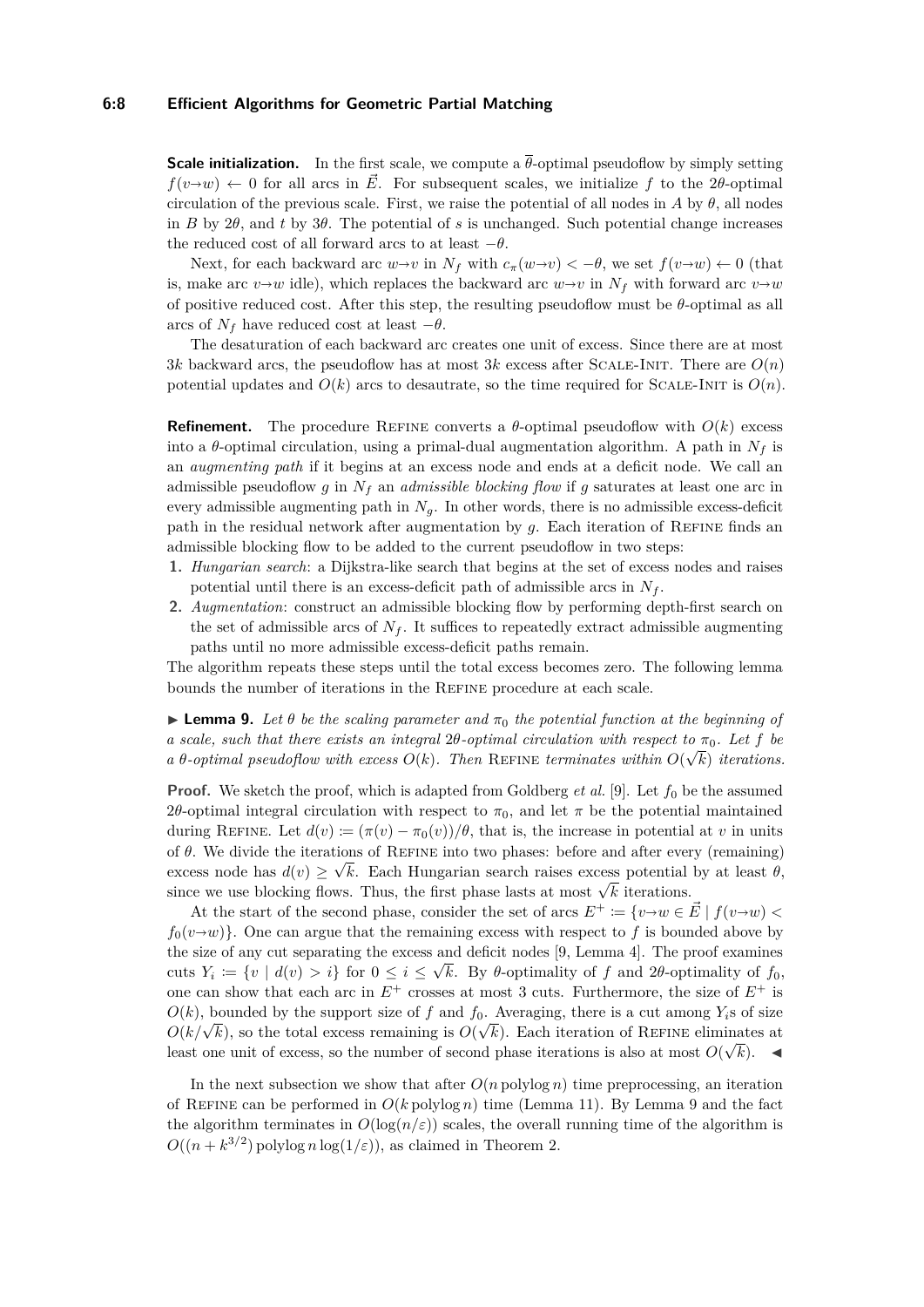**Scale initialization.** In the first scale, we compute a $\overline{\theta}$-optimal pseudoflow by simply setting $f(v{\to}w) \leftarrow 0$ for all arcs in $\vec{E}$. For subsequent scales, we initialize $f$ to the $2\theta$-optimal circulation of the previous scale. First, we raise the potential of all nodes in $A$ by $\theta$, all nodes in $B$ by $2\theta$, and $t$ by $3\theta$. The potential of $s$ is unchanged. Such potential change increases the reduced cost of all forward arcs to at least $-\theta$.

Next, for each backward arc $w{\to}v$ in $N_f$ with $c_\pi(w{\to}v) < -\theta$, we set $f(v{\to}w) \leftarrow 0$ (that is, make arc $v{\to}w$ idle), which replaces the backward arc $w{\to}v$ in $N_f$ with forward arc $v{\to}w$ of positive reduced cost. After this step, the resulting pseudoflow must be $\theta$-optimal as all arcs of $N_f$ have reduced cost at least $-\theta$.

The desaturation of each backward arc creates one unit of excess. Since there are at most $3k$ backward arcs, the pseudoflow has at most $3k$ excess after Scale-Init. There are $O(n)$ potential updates and $O(k)$ arcs to desautrate, so the time required for Scale-Init is $O(n)$.

**Refinement.** The procedure Refine converts a $\theta$-optimal pseudoflow with $O(k)$ excess into a $\theta$-optimal circulation, using a primal-dual augmentation algorithm. A path in $N_f$ is an *augmenting path* if it begins at an excess node and ends at a deficit node. We call an admissible pseudoflow $g$ in $N_f$ an *admissible blocking flow* if $g$ saturates at least one arc in every admissible augmenting path in $N_g$. In other words, there is no admissible excess-deficit path in the residual network after augmentation by $g$. Each iteration of Refine finds an admissible blocking flow to be added to the current pseudoflow in two steps:

1. *Hungarian search*: a Dijkstra-like search that begins at the set of excess nodes and raises potential until there is an excess-deficit path of admissible arcs in $N_f$.
2. *Augmentation*: construct an admissible blocking flow by performing depth-first search on the set of admissible arcs of $N_f$. It suffices to repeatedly extract admissible augmenting paths until no more admissible excess-deficit paths remain.

The algorithm repeats these steps until the total excess becomes zero. The following lemma bounds the number of iterations in the Refine procedure at each scale.

▶ **Lemma 9.** *Let $\theta$ be the scaling parameter and $\pi_0$ the potential function at the beginning of a scale, such that there exists an integral $2\theta$-optimal circulation with respect to $\pi_0$. Let $f$ be a $\theta$-optimal pseudoflow with excess $O(k)$. Then* Refine *terminates within $O(\sqrt{k})$ iterations.*

**Proof.** We sketch the proof, which is adapted from Goldberg *et al.* [9]. Let $f_0$ be the assumed $2\theta$-optimal integral circulation with respect to $\pi_0$, and let $\pi$ be the potential maintained during Refine. Let $d(v) := (\pi(v) - \pi_0(v))/\theta$, that is, the increase in potential at $v$ in units of $\theta$. We divide the iterations of Refine into two phases: before and after every (remaining) excess node has $d(v) \geq \sqrt{k}$. Each Hungarian search raises excess potential by at least $\theta$, since we use blocking flows. Thus, the first phase lasts at most $\sqrt{k}$ iterations.

At the start of the second phase, consider the set of arcs $E^+ := \{v{\to}w \in \vec{E} \mid f(v{\to}w) < f_0(v{\to}w)\}$. One can argue that the remaining excess with respect to $f$ is bounded above by the size of any cut separating the excess and deficit nodes [9, Lemma 4]. The proof examines cuts $Y_i := \{v \mid d(v) > i\}$ for $0 \leq i \leq \sqrt{k}$. By $\theta$-optimality of $f$ and $2\theta$-optimality of $f_0$, one can show that each arc in $E^+$ crosses at most 3 cuts. Furthermore, the size of $E^+$ is $O(k)$, bounded by the support size of $f$ and $f_0$. Averaging, there is a cut among $Y_i$s of size $O(k/\sqrt{k})$, so the total excess remaining is $O(\sqrt{k})$. Each iteration of Refine eliminates at least one unit of excess, so the number of second phase iterations is also at most $O(\sqrt{k})$. ◀

In the next subsection we show that after $O(n \operatorname{polylog} n)$ time preprocessing, an iteration of Refine can be performed in $O(k \operatorname{polylog} n)$ time (Lemma 11). By Lemma 9 and the fact the algorithm terminates in $O(\log(n/\varepsilon))$ scales, the overall running time of the algorithm is $O((n + k^{3/2}) \operatorname{polylog} n \log(1/\varepsilon))$, as claimed in Theorem 2.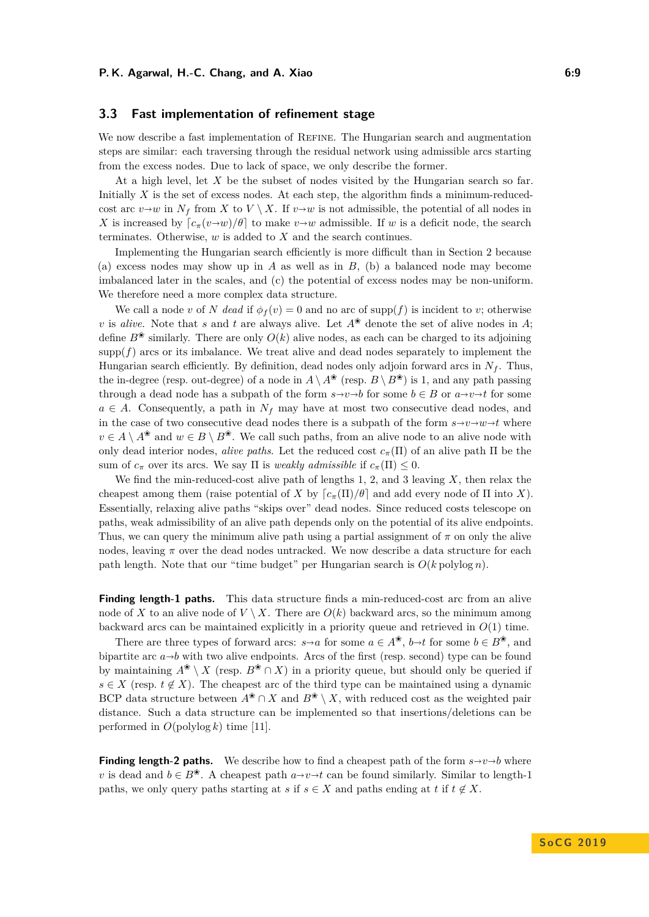## 3.3 Fast implementation of refinement stage

We now describe a fast implementation of Refine. The Hungarian search and augmentation steps are similar: each traversing through the residual network using admissible arcs starting from the excess nodes. Due to lack of space, we only describe the former.

At a high level, let $X$ be the subset of nodes visited by the Hungarian search so far. Initially $X$ is the set of excess nodes. At each step, the algorithm finds a minimum-reduced-cost arc $v \to w$ in $N_f$ from $X$ to $V \setminus X$. If $v \to w$ is not admissible, the potential of all nodes in $X$ is increased by $\lceil c_\pi(v \to w)/\theta \rceil$ to make $v \to w$ admissible. If $w$ is a deficit node, the search terminates. Otherwise, $w$ is added to $X$ and the search continues.

Implementing the Hungarian search efficiently is more difficult than in Section 2 because (a) excess nodes may show up in $A$ as well as in $B$, (b) a balanced node may become imbalanced later in the scales, and (c) the potential of excess nodes may be non-uniform. We therefore need a more complex data structure.

We call a node $v$ of $N$ *dead* if $\phi_f(v) = 0$ and no arc of $\text{supp}(f)$ is incident to $v$; otherwise $v$ is *alive*. Note that $s$ and $t$ are always alive. Let $A^{\circledast}$ denote the set of alive nodes in $A$; define $B^{\circledast}$ similarly. There are only $O(k)$ alive nodes, as each can be charged to its adjoining $\text{supp}(f)$ arcs or its imbalance. We treat alive and dead nodes separately to implement the Hungarian search efficiently. By definition, dead nodes only adjoin forward arcs in $N_f$. Thus, the in-degree (resp. out-degree) of a node in $A \setminus A^{\circledast}$ (resp. $B \setminus B^{\circledast}$) is 1, and any path passing through a dead node has a subpath of the form $s \to v \to b$ for some $b \in B$ or $a \to v \to t$ for some $a \in A$. Consequently, a path in $N_f$ may have at most two consecutive dead nodes, and in the case of two consecutive dead nodes there is a subpath of the form $s \to v \to w \to t$ where $v \in A \setminus A^{\circledast}$ and $w \in B \setminus B^{\circledast}$. We call such paths, from an alive node to an alive node with only dead interior nodes, *alive paths*. Let the reduced cost $c_\pi(\Pi)$ of an alive path $\Pi$ be the sum of $c_\pi$ over its arcs. We say $\Pi$ is *weakly admissible* if $c_\pi(\Pi) \leq 0$.

We find the min-reduced-cost alive path of lengths 1, 2, and 3 leaving $X$, then relax the cheapest among them (raise potential of $X$ by $\lceil c_\pi(\Pi)/\theta \rceil$ and add every node of $\Pi$ into $X$). Essentially, relaxing alive paths "skips over" dead nodes. Since reduced costs telescope on paths, weak admissibility of an alive path depends only on the potential of its alive endpoints. Thus, we can query the minimum alive path using a partial assignment of $\pi$ on only the alive nodes, leaving $\pi$ over the dead nodes untracked. We now describe a data structure for each path length. Note that our "time budget" per Hungarian search is $O(k \operatorname{polylog} n)$.

**Finding length-1 paths.** This data structure finds a min-reduced-cost arc from an alive node of $X$ to an alive node of $V \setminus X$. There are $O(k)$ backward arcs, so the minimum among backward arcs can be maintained explicitly in a priority queue and retrieved in $O(1)$ time.

There are three types of forward arcs: $s \to a$ for some $a \in A^{\circledast}$, $b \to t$ for some $b \in B^{\circledast}$, and bipartite arc $a \to b$ with two alive endpoints. Arcs of the first (resp. second) type can be found by maintaining $A^{\circledast} \setminus X$ (resp. $B^{\circledast} \cap X$) in a priority queue, but should only be queried if $s \in X$ (resp. $t \notin X$). The cheapest arc of the third type can be maintained using a dynamic BCP data structure between $A^{\circledast} \cap X$ and $B^{\circledast} \setminus X$, with reduced cost as the weighted pair distance. Such a data structure can be implemented so that insertions/deletions can be performed in $O(\operatorname{polylog} k)$ time [11].

**Finding length-2 paths.** We describe how to find a cheapest path of the form $s \to v \to b$ where $v$ is dead and $b \in B^{\circledast}$. A cheapest path $a \to v \to t$ can be found similarly. Similar to length-1 paths, we only query paths starting at $s$ if $s \in X$ and paths ending at $t$ if $t \notin X$.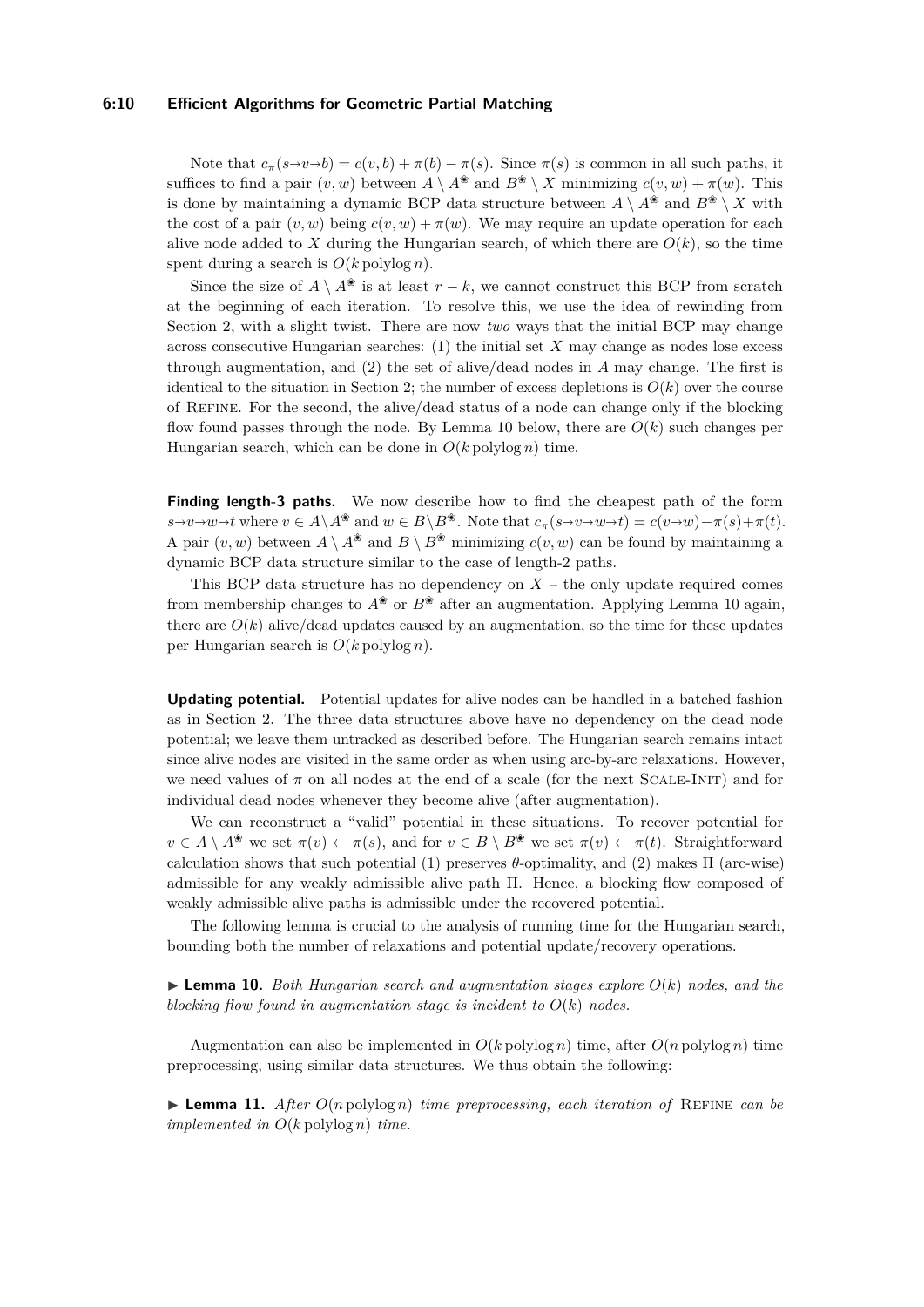Note that $c_\pi(s \to v \to b) = c(v, b) + \pi(b) - \pi(s)$. Since $\pi(s)$ is common in all such paths, it suffices to find a pair $(v, w)$ between $A \setminus A^{\circledast}$ and $B^{\circledast} \setminus X$ minimizing $c(v, w) + \pi(w)$. This is done by maintaining a dynamic BCP data structure between $A \setminus A^{\circledast}$ and $B^{\circledast} \setminus X$ with the cost of a pair $(v, w)$ being $c(v, w) + \pi(w)$. We may require an update operation for each alive node added to $X$ during the Hungarian search, of which there are $O(k)$, so the time spent during a search is $O(k \operatorname{polylog} n)$.

Since the size of $A \setminus A^{\circledast}$ is at least $r - k$, we cannot construct this BCP from scratch at the beginning of each iteration. To resolve this, we use the idea of rewinding from Section 2, with a slight twist. There are now *two* ways that the initial BCP may change across consecutive Hungarian searches: (1) the initial set $X$ may change as nodes lose excess through augmentation, and (2) the set of alive/dead nodes in $A$ may change. The first is identical to the situation in Section 2; the number of excess depletions is $O(k)$ over the course of Refine. For the second, the alive/dead status of a node can change only if the blocking flow found passes through the node. By Lemma 10 below, there are $O(k)$ such changes per Hungarian search, which can be done in $O(k \operatorname{polylog} n)$ time.

**Finding length-3 paths.** We now describe how to find the cheapest path of the form $s \to v \to w \to t$ where $v \in A \setminus A^{\circledast}$ and $w \in B \setminus B^{\circledast}$. Note that $c_\pi(s \to v \to w \to t) = c(v \to w) - \pi(s) + \pi(t)$. A pair $(v, w)$ between $A \setminus A^{\circledast}$ and $B \setminus B^{\circledast}$ minimizing $c(v, w)$ can be found by maintaining a dynamic BCP data structure similar to the case of length-2 paths.

This BCP data structure has no dependency on $X$ – the only update required comes from membership changes to $A^{\circledast}$ or $B^{\circledast}$ after an augmentation. Applying Lemma 10 again, there are $O(k)$ alive/dead updates caused by an augmentation, so the time for these updates per Hungarian search is $O(k \operatorname{polylog} n)$.

**Updating potential.** Potential updates for alive nodes can be handled in a batched fashion as in Section 2. The three data structures above have no dependency on the dead node potential; we leave them untracked as described before. The Hungarian search remains intact since alive nodes are visited in the same order as when using arc-by-arc relaxations. However, we need values of $\pi$ on all nodes at the end of a scale (for the next Scale-Init) and for individual dead nodes whenever they become alive (after augmentation).

We can reconstruct a "valid" potential in these situations. To recover potential for $v \in A \setminus A^{\circledast}$ we set $\pi(v) \leftarrow \pi(s)$, and for $v \in B \setminus B^{\circledast}$ we set $\pi(v) \leftarrow \pi(t)$. Straightforward calculation shows that such potential (1) preserves $\theta$-optimality, and (2) makes $\Pi$ (arc-wise) admissible for any weakly admissible alive path $\Pi$. Hence, a blocking flow composed of weakly admissible alive paths is admissible under the recovered potential.

The following lemma is crucial to the analysis of running time for the Hungarian search, bounding both the number of relaxations and potential update/recovery operations.

▶ **Lemma 10.** *Both Hungarian search and augmentation stages explore $O(k)$ nodes, and the blocking flow found in augmentation stage is incident to $O(k)$ nodes.*

Augmentation can also be implemented in $O(k \operatorname{polylog} n)$ time, after $O(n \operatorname{polylog} n)$ time preprocessing, using similar data structures. We thus obtain the following:

▶ **Lemma 11.** *After $O(n \operatorname{polylog} n)$ time preprocessing, each iteration of* Refine *can be implemented in $O(k \operatorname{polylog} n)$ time.*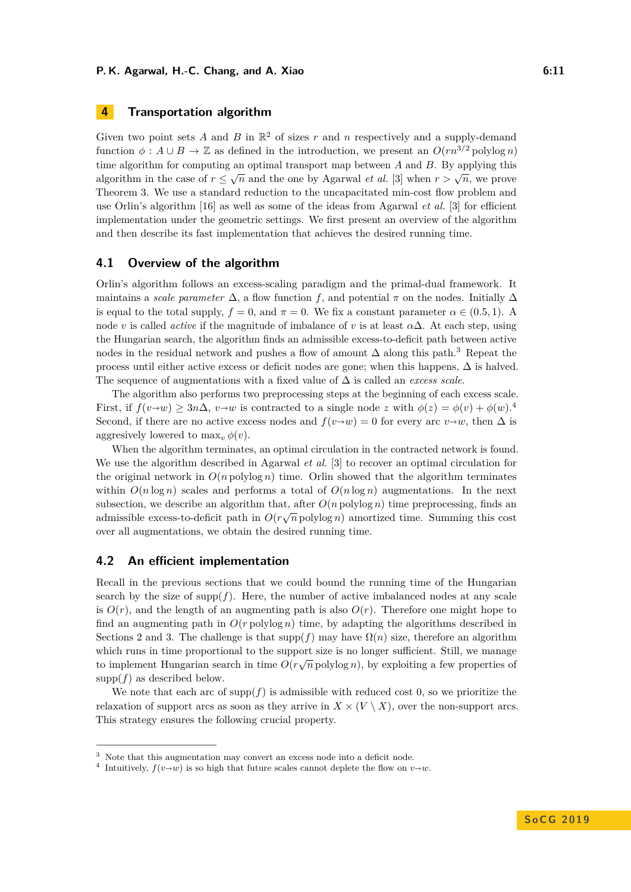## 4 Transportation algorithm

Given two point sets $A$ and $B$ in $\mathbb{R}^2$ of sizes $r$ and $n$ respectively and a supply-demand function $\phi : A \cup B \to \mathbb{Z}$ as defined in the introduction, we present an $O(rn^{3/2} \operatorname{polylog} n)$ time algorithm for computing an optimal transport map between $A$ and $B$. By applying this algorithm in the case of $r \le \sqrt{n}$ and the one by Agarwal *et al.* [3] when $r > \sqrt{n}$, we prove Theorem 3. We use a standard reduction to the uncapacitated min-cost flow problem and use Orlin's algorithm [16] as well as some of the ideas from Agarwal *et al.* [3] for efficient implementation under the geometric settings. We first present an overview of the algorithm and then describe its fast implementation that achieves the desired running time.

### 4.1 Overview of the algorithm

Orlin's algorithm follows an excess-scaling paradigm and the primal-dual framework. It maintains a *scale parameter* $\Delta$, a flow function $f$, and potential $\pi$ on the nodes. Initially $\Delta$ is equal to the total supply, $f = 0$, and $\pi = 0$. We fix a constant parameter $\alpha \in (0.5, 1)$. A node $v$ is called *active* if the magnitude of imbalance of $v$ is at least $\alpha\Delta$. At each step, using the Hungarian search, the algorithm finds an admissible excess-to-deficit path between active nodes in the residual network and pushes a flow of amount $\Delta$ along this path.[3] Repeat the process until either active excess or deficit nodes are gone; when this happens, $\Delta$ is halved. The sequence of augmentations with a fixed value of $\Delta$ is called an *excess scale*.

The algorithm also performs two preprocessing steps at the beginning of each excess scale. First, if $f(v{\to}w) \ge 3n\Delta$, $v{\to}w$ is contracted to a single node $z$ with $\phi(z) = \phi(v) + \phi(w)$.[4] Second, if there are no active excess nodes and $f(v{\to}w) = 0$ for every arc $v{\to}w$, then $\Delta$ is aggresively lowered to $\max_v \phi(v)$.

When the algorithm terminates, an optimal circulation in the contracted network is found. We use the algorithm described in Agarwal *et al.* [3] to recover an optimal circulation for the original network in $O(n \operatorname{polylog} n)$ time. Orlin showed that the algorithm terminates within $O(n \log n)$ scales and performs a total of $O(n \log n)$ augmentations. In the next subsection, we describe an algorithm that, after $O(n \operatorname{polylog} n)$ time preprocessing, finds an admissible excess-to-deficit path in $O(r\sqrt{n} \operatorname{polylog} n)$ amortized time. Summing this cost over all augmentations, we obtain the desired running time.

### 4.2 An efficient implementation

Recall in the previous sections that we could bound the running time of the Hungarian search by the size of $\operatorname{supp}(f)$. Here, the number of active imbalanced nodes at any scale is $O(r)$, and the length of an augmenting path is also $O(r)$. Therefore one might hope to find an augmenting path in $O(r \operatorname{polylog} n)$ time, by adapting the algorithms described in Sections 2 and 3. The challenge is that $\operatorname{supp}(f)$ may have $\Omega(n)$ size, therefore an algorithm which runs in time proportional to the support size is no longer sufficient. Still, we manage to implement Hungarian search in time $O(r\sqrt{n} \operatorname{polylog} n)$, by exploiting a few properties of $\operatorname{supp}(f)$ as described below.

We note that each arc of $\operatorname{supp}(f)$ is admissible with reduced cost 0, so we prioritize the relaxation of support arcs as soon as they arrive in $X \times (V \setminus X)$, over the non-support arcs. This strategy ensures the following crucial property.

---

[3] Note that this augmentation may convert an excess node into a deficit node.

[4] Intuitively, $f(v{\to}w)$ is so high that future scales cannot deplete the flow on $v{\to}w$.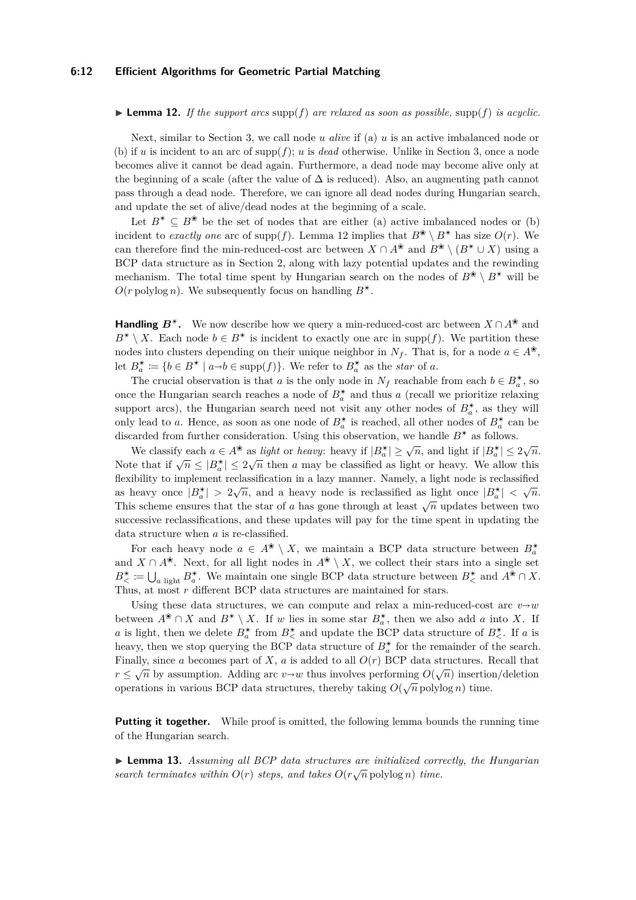▶ **Lemma 12.** *If the support arcs* $\mathrm{supp}(f)$ *are relaxed as soon as possible,* $\mathrm{supp}(f)$ *is acyclic.*

Next, similar to Section 3, we call node $u$ *alive* if (a) $u$ is an active imbalanced node or (b) if $u$ is incident to an arc of $\mathrm{supp}(f)$; $u$ is *dead* otherwise. Unlike in Section 3, once a node becomes alive it cannot be dead again. Furthermore, a dead node may become alive only at the beginning of a scale (after the value of $\Delta$ is reduced). Also, an augmenting path cannot pass through a dead node. Therefore, we can ignore all dead nodes during Hungarian search, and update the set of alive/dead nodes at the beginning of a scale.

Let $B^\star \subseteq B^{\circledast}$ be the set of nodes that are either (a) active imbalanced nodes or (b) incident to *exactly one* arc of $\mathrm{supp}(f)$. Lemma 12 implies that $B^{\circledast} \setminus B^\star$ has size $O(r)$. We can therefore find the min-reduced-cost arc between $X \cap A^{\circledast}$ and $B^{\circledast} \setminus (B^\star \cup X)$ using a BCP data structure as in Section 2, along with lazy potential updates and the rewinding mechanism. The total time spent by Hungarian search on the nodes of $B^{\circledast} \setminus B^\star$ will be $O(r \operatorname{polylog} n)$. We subsequently focus on handling $B^\star$.

**Handling $B^\star$.** We now describe how we query a min-reduced-cost arc between $X \cap A^{\circledast}$ and $B^\star \setminus X$. Each node $b \in B^\star$ is incident to exactly one arc in $\mathrm{supp}(f)$. We partition these nodes into clusters depending on their unique neighbor in $N_f$. That is, for a node $a \in A^{\circledast}$, let $B^\star_a := \{b \in B^\star \mid a{\to}b \in \mathrm{supp}(f)\}$. We refer to $B^\star_a$ as the *star* of $a$.

The crucial observation is that $a$ is the only node in $N_f$ reachable from each $b \in B^\star_a$, so once the Hungarian search reaches a node of $B^\star_a$ and thus $a$ (recall we prioritize relaxing support arcs), the Hungarian search need not visit any other nodes of $B^\star_a$, as they will only lead to $a$. Hence, as soon as one node of $B^\star_a$ is reached, all other nodes of $B^\star_a$ can be discarded from further consideration. Using this observation, we handle $B^\star$ as follows.

We classify each $a \in A^{\circledast}$ as *light* or *heavy*: heavy if $|B^\star_a| \geq \sqrt{n}$, and light if $|B^\star_a| \leq 2\sqrt{n}$. Note that if $\sqrt{n} \leq |B^\star_a| \leq 2\sqrt{n}$ then $a$ may be classified as light or heavy. We allow this flexibility to implement reclassification in a lazy manner. Namely, a light node is reclassified as heavy once $|B^\star_a| > 2\sqrt{n}$, and a heavy node is reclassified as light once $|B^\star_a| < \sqrt{n}$. This scheme ensures that the star of $a$ has gone through at least $\sqrt{n}$ updates between two successive reclassifications, and these updates will pay for the time spent in updating the data structure when $a$ is re-classified.

For each heavy node $a \in A^{\circledast} \setminus X$, we maintain a BCP data structure between $B^\star_a$ and $X \cap A^{\circledast}$. Next, for all light nodes in $A^{\circledast} \setminus X$, we collect their stars into a single set $B^\star_< := \bigcup_{a \text{ light}} B^\star_a$. We maintain one single BCP data structure between $B^\star_<$ and $A^{\circledast} \cap X$. Thus, at most $r$ different BCP data structures are maintained for stars.

Using these data structures, we can compute and relax a min-reduced-cost arc $v{\to}w$ between $A^{\circledast} \cap X$ and $B^\star \setminus X$. If $w$ lies in some star $B^\star_a$, then we also add $a$ into $X$. If $a$ is light, then we delete $B^\star_a$ from $B^\star_<$ and update the BCP data structure of $B^\star_<$. If $a$ is heavy, then we stop querying the BCP data structure of $B^\star_a$ for the remainder of the search. Finally, since $a$ becomes part of $X$, $a$ is added to all $O(r)$ BCP data structures. Recall that $r \leq \sqrt{n}$ by assumption. Adding arc $v{\to}w$ thus involves performing $O(\sqrt{n})$ insertion/deletion operations in various BCP data structures, thereby taking $O(\sqrt{n} \operatorname{polylog} n)$ time.

**Putting it together.** While proof is omitted, the following lemma bounds the running time of the Hungarian search.

▶ **Lemma 13.** *Assuming all BCP data structures are initialized correctly, the Hungarian search terminates within $O(r)$ steps, and takes $O(r\sqrt{n} \operatorname{polylog} n)$ time.*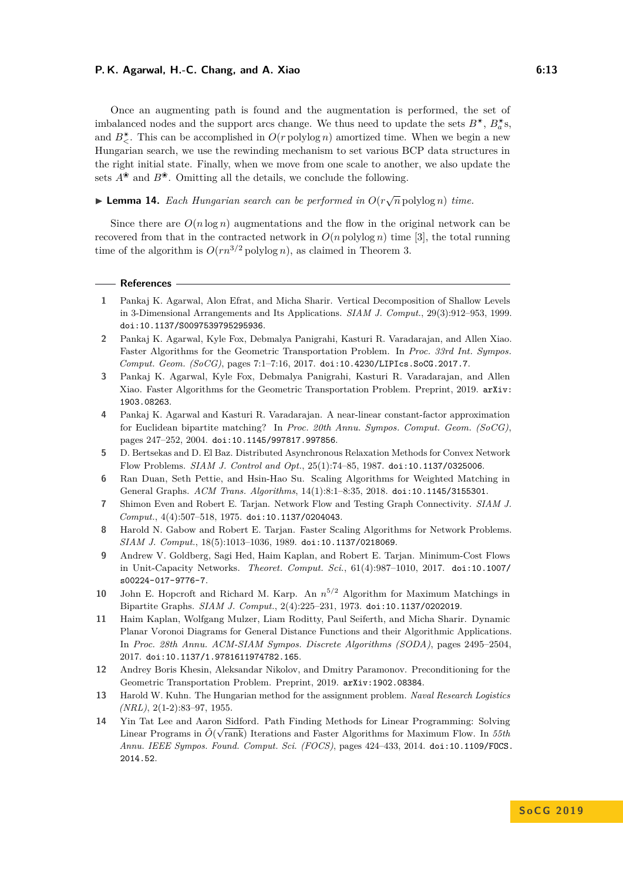Once an augmenting path is found and the augmentation is performed, the set of imbalanced nodes and the support arcs change. We thus need to update the sets $B^*$, $B^*_a$s, and $B^*_<$. This can be accomplished in $O(r \operatorname{polylog} n)$ amortized time. When we begin a new Hungarian search, we use the rewinding mechanism to set various BCP data structures in the right initial state. Finally, when we move from one scale to another, we also update the sets $A^\circledast$ and $B^\circledast$. Omitting all the details, we conclude the following.

▶ **Lemma 14.** *Each Hungarian search can be performed in $O(r\sqrt{n} \operatorname{polylog} n)$ time.*

Since there are $O(n \log n)$ augmentations and the flow in the original network can be recovered from that in the contracted network in $O(n \operatorname{polylog} n)$ time [3], the total running time of the algorithm is $O(rn^{3/2} \operatorname{polylog} n)$, as claimed in Theorem 3.

## References

1. Pankaj K. Agarwal, Alon Efrat, and Micha Sharir. Vertical Decomposition of Shallow Levels in 3-Dimensional Arrangements and Its Applications. *SIAM J. Comput.*, 29(3):912–953, 1999. doi:10.1137/S0097539795295936.
2. Pankaj K. Agarwal, Kyle Fox, Debmalya Panigrahi, Kasturi R. Varadarajan, and Allen Xiao. Faster Algorithms for the Geometric Transportation Problem. In *Proc. 33rd Int. Sympos. Comput. Geom. (SoCG)*, pages 7:1–7:16, 2017. doi:10.4230/LIPIcs.SoCG.2017.7.
3. Pankaj K. Agarwal, Kyle Fox, Debmalya Panigrahi, Kasturi R. Varadarajan, and Allen Xiao. Faster Algorithms for the Geometric Transportation Problem. Preprint, 2019. arXiv:1903.08263.
4. Pankaj K. Agarwal and Kasturi R. Varadarajan. A near-linear constant-factor approximation for Euclidean bipartite matching? In *Proc. 20th Annu. Sympos. Comput. Geom. (SoCG)*, pages 247–252, 2004. doi:10.1145/997817.997856.
5. D. Bertsekas and D. El Baz. Distributed Asynchronous Relaxation Methods for Convex Network Flow Problems. *SIAM J. Control and Opt.*, 25(1):74–85, 1987. doi:10.1137/0325006.
6. Ran Duan, Seth Pettie, and Hsin-Hao Su. Scaling Algorithms for Weighted Matching in General Graphs. *ACM Trans. Algorithms*, 14(1):8:1–8:35, 2018. doi:10.1145/3155301.
7. Shimon Even and Robert E. Tarjan. Network Flow and Testing Graph Connectivity. *SIAM J. Comput.*, 4(4):507–518, 1975. doi:10.1137/0204043.
8. Harold N. Gabow and Robert E. Tarjan. Faster Scaling Algorithms for Network Problems. *SIAM J. Comput.*, 18(5):1013–1036, 1989. doi:10.1137/0218069.
9. Andrew V. Goldberg, Sagi Hed, Haim Kaplan, and Robert E. Tarjan. Minimum-Cost Flows in Unit-Capacity Networks. *Theoret. Comput. Sci.*, 61(4):987–1010, 2017. doi:10.1007/s00224-017-9776-7.
10. John E. Hopcroft and Richard M. Karp. An $n^{5/2}$ Algorithm for Maximum Matchings in Bipartite Graphs. *SIAM J. Comput.*, 2(4):225–231, 1973. doi:10.1137/0202019.
11. Haim Kaplan, Wolfgang Mulzer, Liam Roditty, Paul Seiferth, and Micha Sharir. Dynamic Planar Voronoi Diagrams for General Distance Functions and their Algorithmic Applications. In *Proc. 28th Annu. ACM-SIAM Sympos. Discrete Algorithms (SODA)*, pages 2495–2504, 2017. doi:10.1137/1.9781611974782.165.
12. Andrey Boris Khesin, Aleksandar Nikolov, and Dmitry Paramonov. Preconditioning for the Geometric Transportation Problem. Preprint, 2019. arXiv:1902.08384.
13. Harold W. Kuhn. The Hungarian method for the assignment problem. *Naval Research Logistics (NRL)*, 2(1-2):83–97, 1955.
14. Yin Tat Lee and Aaron Sidford. Path Finding Methods for Linear Programming: Solving Linear Programs in $\tilde{O}(\sqrt{\text{rank}})$ Iterations and Faster Algorithms for Maximum Flow. In *55th Annu. IEEE Sympos. Found. Comput. Sci. (FOCS)*, pages 424–433, 2014. doi:10.1109/FOCS.2014.52.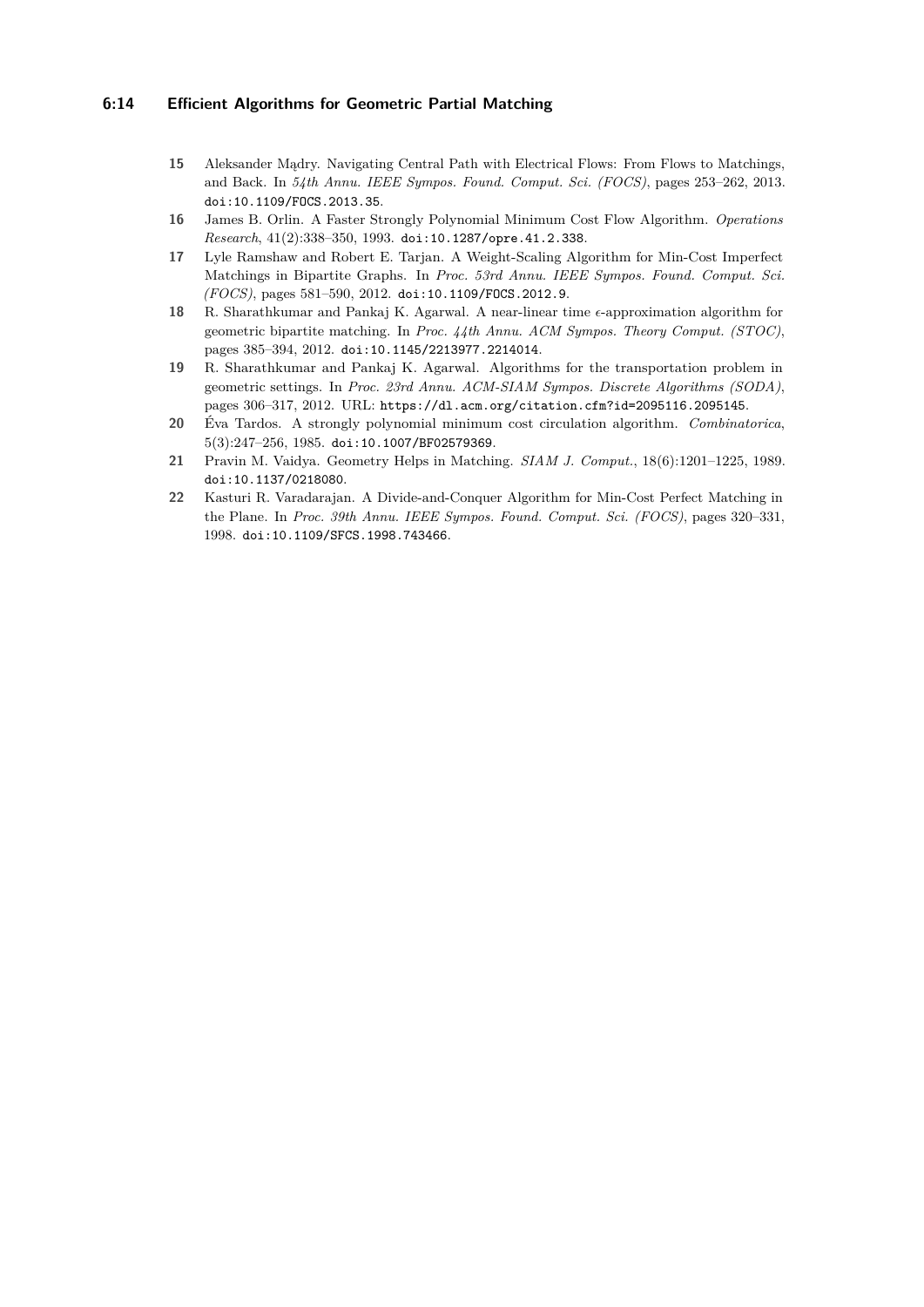15 Aleksander Mądry. Navigating Central Path with Electrical Flows: From Flows to Matchings, and Back. In *54th Annu. IEEE Sympos. Found. Comput. Sci. (FOCS)*, pages 253–262, 2013. doi:10.1109/FOCS.2013.35.

16 James B. Orlin. A Faster Strongly Polynomial Minimum Cost Flow Algorithm. *Operations Research*, 41(2):338–350, 1993. doi:10.1287/opre.41.2.338.

17 Lyle Ramshaw and Robert E. Tarjan. A Weight-Scaling Algorithm for Min-Cost Imperfect Matchings in Bipartite Graphs. In *Proc. 53rd Annu. IEEE Sympos. Found. Comput. Sci. (FOCS)*, pages 581–590, 2012. doi:10.1109/FOCS.2012.9.

18 R. Sharathkumar and Pankaj K. Agarwal. A near-linear time $\epsilon$-approximation algorithm for geometric bipartite matching. In *Proc. 44th Annu. ACM Sympos. Theory Comput. (STOC)*, pages 385–394, 2012. doi:10.1145/2213977.2214014.

19 R. Sharathkumar and Pankaj K. Agarwal. Algorithms for the transportation problem in geometric settings. In *Proc. 23rd Annu. ACM-SIAM Sympos. Discrete Algorithms (SODA)*, pages 306–317, 2012. URL: https://dl.acm.org/citation.cfm?id=2095116.2095145.

20 Éva Tardos. A strongly polynomial minimum cost circulation algorithm. *Combinatorica*, 5(3):247–256, 1985. doi:10.1007/BF02579369.

21 Pravin M. Vaidya. Geometry Helps in Matching. *SIAM J. Comput.*, 18(6):1201–1225, 1989. doi:10.1137/0218080.

22 Kasturi R. Varadarajan. A Divide-and-Conquer Algorithm for Min-Cost Perfect Matching in the Plane. In *Proc. 39th Annu. IEEE Sympos. Found. Comput. Sci. (FOCS)*, pages 320–331, 1998. doi:10.1109/SFCS.1998.743466.